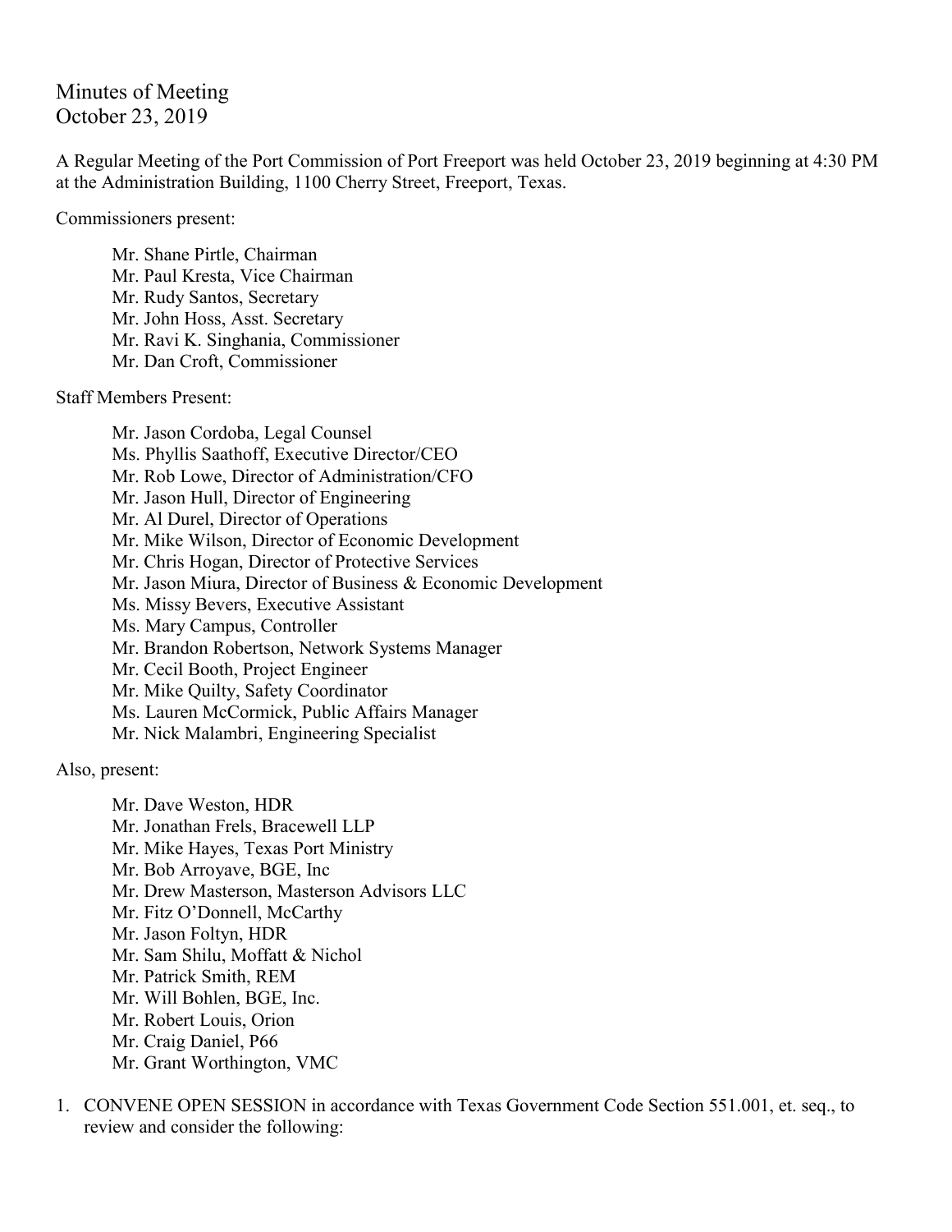# Minutes of Meeting
October 23, 2019

A Regular Meeting of the Port Commission of Port Freeport was held October 23, 2019 beginning at 4:30 PM at the Administration Building, 1100 Cherry Street, Freeport, Texas.

Commissioners present:

- Mr. Shane Pirtle, Chairman
- Mr. Paul Kresta, Vice Chairman
- Mr. Rudy Santos, Secretary
- Mr. John Hoss, Asst. Secretary
- Mr. Ravi K. Singhania, Commissioner
- Mr. Dan Croft, Commissioner

Staff Members Present:

- Mr. Jason Cordoba, Legal Counsel
- Ms. Phyllis Saathoff, Executive Director/CEO
- Mr. Rob Lowe, Director of Administration/CFO
- Mr. Jason Hull, Director of Engineering
- Mr. Al Durel, Director of Operations
- Mr. Mike Wilson, Director of Economic Development
- Mr. Chris Hogan, Director of Protective Services
- Mr. Jason Miura, Director of Business & Economic Development
- Ms. Missy Bevers, Executive Assistant
- Ms. Mary Campus, Controller
- Mr. Brandon Robertson, Network Systems Manager
- Mr. Cecil Booth, Project Engineer
- Mr. Mike Quilty, Safety Coordinator
- Ms. Lauren McCormick, Public Affairs Manager
- Mr. Nick Malambri, Engineering Specialist

Also, present:

- Mr. Dave Weston, HDR
- Mr. Jonathan Frels, Bracewell LLP
- Mr. Mike Hayes, Texas Port Ministry
- Mr. Bob Arroyave, BGE, Inc
- Mr. Drew Masterson, Masterson Advisors LLC
- Mr. Fitz O'Donnell, McCarthy
- Mr. Jason Foltyn, HDR
- Mr. Sam Shilu, Moffatt & Nichol
- Mr. Patrick Smith, REM
- Mr. Will Bohlen, BGE, Inc.
- Mr. Robert Louis, Orion
- Mr. Craig Daniel, P66
- Mr. Grant Worthington, VMC

1. CONVENE OPEN SESSION in accordance with Texas Government Code Section 551.001, et. seq., to review and consider the following: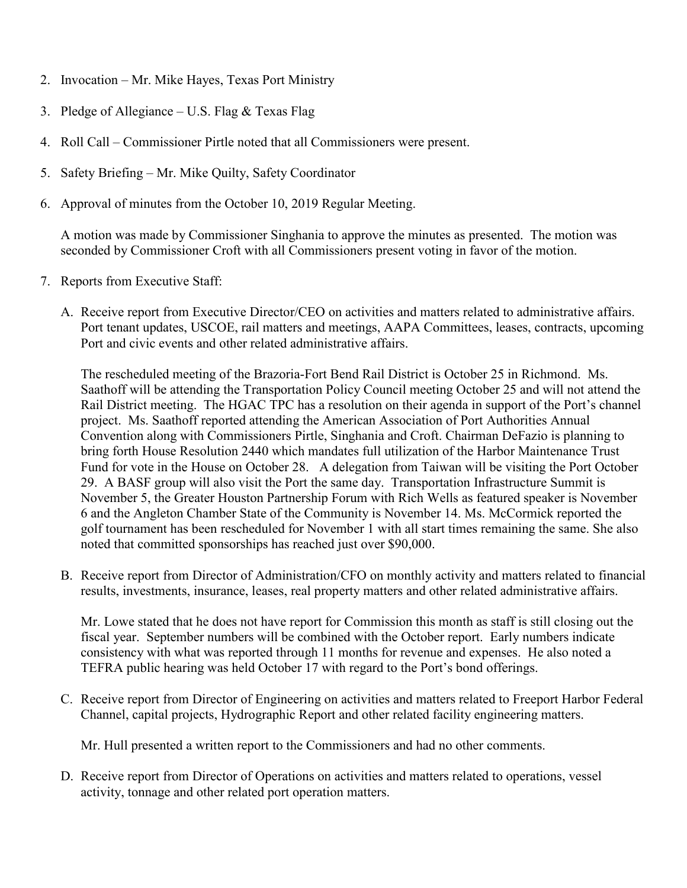2. Invocation – Mr. Mike Hayes, Texas Port Ministry

3. Pledge of Allegiance – U.S. Flag & Texas Flag

4. Roll Call – Commissioner Pirtle noted that all Commissioners were present.

5. Safety Briefing – Mr. Mike Quilty, Safety Coordinator

6. Approval of minutes from the October 10, 2019 Regular Meeting.

   A motion was made by Commissioner Singhania to approve the minutes as presented. The motion was seconded by Commissioner Croft with all Commissioners present voting in favor of the motion.

7. Reports from Executive Staff:

   A. Receive report from Executive Director/CEO on activities and matters related to administrative affairs. Port tenant updates, USCOE, rail matters and meetings, AAPA Committees, leases, contracts, upcoming Port and civic events and other related administrative affairs.

      The rescheduled meeting of the Brazoria-Fort Bend Rail District is October 25 in Richmond. Ms. Saathoff will be attending the Transportation Policy Council meeting October 25 and will not attend the Rail District meeting. The HGAC TPC has a resolution on their agenda in support of the Port's channel project. Ms. Saathoff reported attending the American Association of Port Authorities Annual Convention along with Commissioners Pirtle, Singhania and Croft. Chairman DeFazio is planning to bring forth House Resolution 2440 which mandates full utilization of the Harbor Maintenance Trust Fund for vote in the House on October 28. A delegation from Taiwan will be visiting the Port October 29. A BASF group will also visit the Port the same day. Transportation Infrastructure Summit is November 5, the Greater Houston Partnership Forum with Rich Wells as featured speaker is November 6 and the Angleton Chamber State of the Community is November 14. Ms. McCormick reported the golf tournament has been rescheduled for November 1 with all start times remaining the same. She also noted that committed sponsorships has reached just over $90,000.

   B. Receive report from Director of Administration/CFO on monthly activity and matters related to financial results, investments, insurance, leases, real property matters and other related administrative affairs.

      Mr. Lowe stated that he does not have report for Commission this month as staff is still closing out the fiscal year. September numbers will be combined with the October report. Early numbers indicate consistency with what was reported through 11 months for revenue and expenses. He also noted a TEFRA public hearing was held October 17 with regard to the Port's bond offerings.

   C. Receive report from Director of Engineering on activities and matters related to Freeport Harbor Federal Channel, capital projects, Hydrographic Report and other related facility engineering matters.

      Mr. Hull presented a written report to the Commissioners and had no other comments.

   D. Receive report from Director of Operations on activities and matters related to operations, vessel activity, tonnage and other related port operation matters.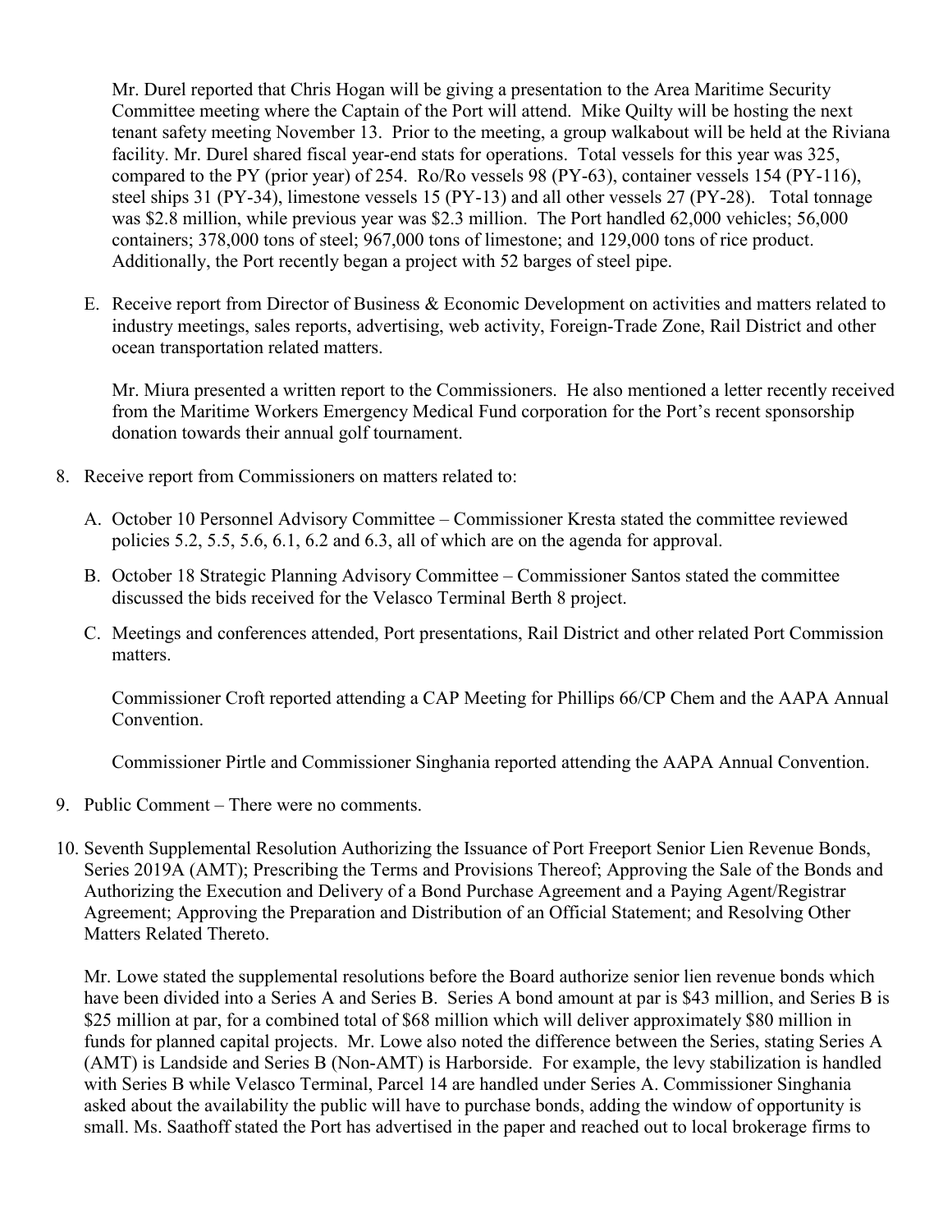Mr. Durel reported that Chris Hogan will be giving a presentation to the Area Maritime Security Committee meeting where the Captain of the Port will attend. Mike Quilty will be hosting the next tenant safety meeting November 13. Prior to the meeting, a group walkabout will be held at the Riviana facility. Mr. Durel shared fiscal year-end stats for operations. Total vessels for this year was 325, compared to the PY (prior year) of 254. Ro/Ro vessels 98 (PY-63), container vessels 154 (PY-116), steel ships 31 (PY-34), limestone vessels 15 (PY-13) and all other vessels 27 (PY-28). Total tonnage was $2.8 million, while previous year was $2.3 million. The Port handled 62,000 vehicles; 56,000 containers; 378,000 tons of steel; 967,000 tons of limestone; and 129,000 tons of rice product. Additionally, the Port recently began a project with 52 barges of steel pipe.

E. Receive report from Director of Business & Economic Development on activities and matters related to industry meetings, sales reports, advertising, web activity, Foreign-Trade Zone, Rail District and other ocean transportation related matters.

   Mr. Miura presented a written report to the Commissioners. He also mentioned a letter recently received from the Maritime Workers Emergency Medical Fund corporation for the Port's recent sponsorship donation towards their annual golf tournament.

8. Receive report from Commissioners on matters related to:

   A. October 10 Personnel Advisory Committee – Commissioner Kresta stated the committee reviewed policies 5.2, 5.5, 5.6, 6.1, 6.2 and 6.3, all of which are on the agenda for approval.

   B. October 18 Strategic Planning Advisory Committee – Commissioner Santos stated the committee discussed the bids received for the Velasco Terminal Berth 8 project.

   C. Meetings and conferences attended, Port presentations, Rail District and other related Port Commission matters.

      Commissioner Croft reported attending a CAP Meeting for Phillips 66/CP Chem and the AAPA Annual Convention.

      Commissioner Pirtle and Commissioner Singhania reported attending the AAPA Annual Convention.

9. Public Comment – There were no comments.

10. Seventh Supplemental Resolution Authorizing the Issuance of Port Freeport Senior Lien Revenue Bonds, Series 2019A (AMT); Prescribing the Terms and Provisions Thereof; Approving the Sale of the Bonds and Authorizing the Execution and Delivery of a Bond Purchase Agreement and a Paying Agent/Registrar Agreement; Approving the Preparation and Distribution of an Official Statement; and Resolving Other Matters Related Thereto.

    Mr. Lowe stated the supplemental resolutions before the Board authorize senior lien revenue bonds which have been divided into a Series A and Series B. Series A bond amount at par is $43 million, and Series B is $25 million at par, for a combined total of $68 million which will deliver approximately $80 million in funds for planned capital projects. Mr. Lowe also noted the difference between the Series, stating Series A (AMT) is Landside and Series B (Non-AMT) is Harborside. For example, the levy stabilization is handled with Series B while Velasco Terminal, Parcel 14 are handled under Series A. Commissioner Singhania asked about the availability the public will have to purchase bonds, adding the window of opportunity is small. Ms. Saathoff stated the Port has advertised in the paper and reached out to local brokerage firms to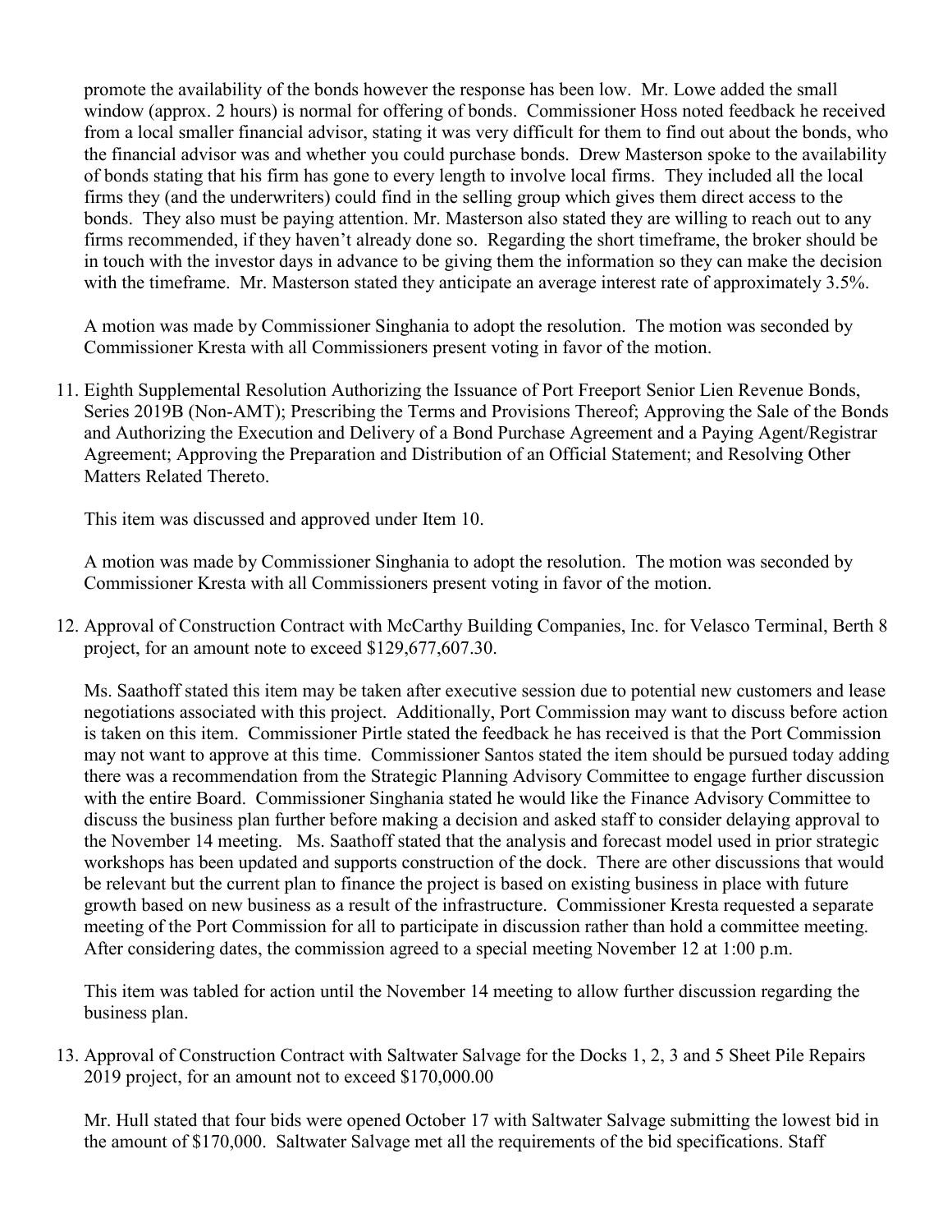promote the availability of the bonds however the response has been low. Mr. Lowe added the small window (approx. 2 hours) is normal for offering of bonds. Commissioner Hoss noted feedback he received from a local smaller financial advisor, stating it was very difficult for them to find out about the bonds, who the financial advisor was and whether you could purchase bonds. Drew Masterson spoke to the availability of bonds stating that his firm has gone to every length to involve local firms. They included all the local firms they (and the underwriters) could find in the selling group which gives them direct access to the bonds. They also must be paying attention. Mr. Masterson also stated they are willing to reach out to any firms recommended, if they haven't already done so. Regarding the short timeframe, the broker should be in touch with the investor days in advance to be giving them the information so they can make the decision with the timeframe. Mr. Masterson stated they anticipate an average interest rate of approximately 3.5%.

A motion was made by Commissioner Singhania to adopt the resolution. The motion was seconded by Commissioner Kresta with all Commissioners present voting in favor of the motion.

11. Eighth Supplemental Resolution Authorizing the Issuance of Port Freeport Senior Lien Revenue Bonds, Series 2019B (Non-AMT); Prescribing the Terms and Provisions Thereof; Approving the Sale of the Bonds and Authorizing the Execution and Delivery of a Bond Purchase Agreement and a Paying Agent/Registrar Agreement; Approving the Preparation and Distribution of an Official Statement; and Resolving Other Matters Related Thereto.

    This item was discussed and approved under Item 10.

    A motion was made by Commissioner Singhania to adopt the resolution. The motion was seconded by Commissioner Kresta with all Commissioners present voting in favor of the motion.

12. Approval of Construction Contract with McCarthy Building Companies, Inc. for Velasco Terminal, Berth 8 project, for an amount note to exceed $129,677,607.30.

    Ms. Saathoff stated this item may be taken after executive session due to potential new customers and lease negotiations associated with this project. Additionally, Port Commission may want to discuss before action is taken on this item. Commissioner Pirtle stated the feedback he has received is that the Port Commission may not want to approve at this time. Commissioner Santos stated the item should be pursued today adding there was a recommendation from the Strategic Planning Advisory Committee to engage further discussion with the entire Board. Commissioner Singhania stated he would like the Finance Advisory Committee to discuss the business plan further before making a decision and asked staff to consider delaying approval to the November 14 meeting. Ms. Saathoff stated that the analysis and forecast model used in prior strategic workshops has been updated and supports construction of the dock. There are other discussions that would be relevant but the current plan to finance the project is based on existing business in place with future growth based on new business as a result of the infrastructure. Commissioner Kresta requested a separate meeting of the Port Commission for all to participate in discussion rather than hold a committee meeting. After considering dates, the commission agreed to a special meeting November 12 at 1:00 p.m.

    This item was tabled for action until the November 14 meeting to allow further discussion regarding the business plan.

13. Approval of Construction Contract with Saltwater Salvage for the Docks 1, 2, 3 and 5 Sheet Pile Repairs 2019 project, for an amount not to exceed $170,000.00

    Mr. Hull stated that four bids were opened October 17 with Saltwater Salvage submitting the lowest bid in the amount of $170,000. Saltwater Salvage met all the requirements of the bid specifications. Staff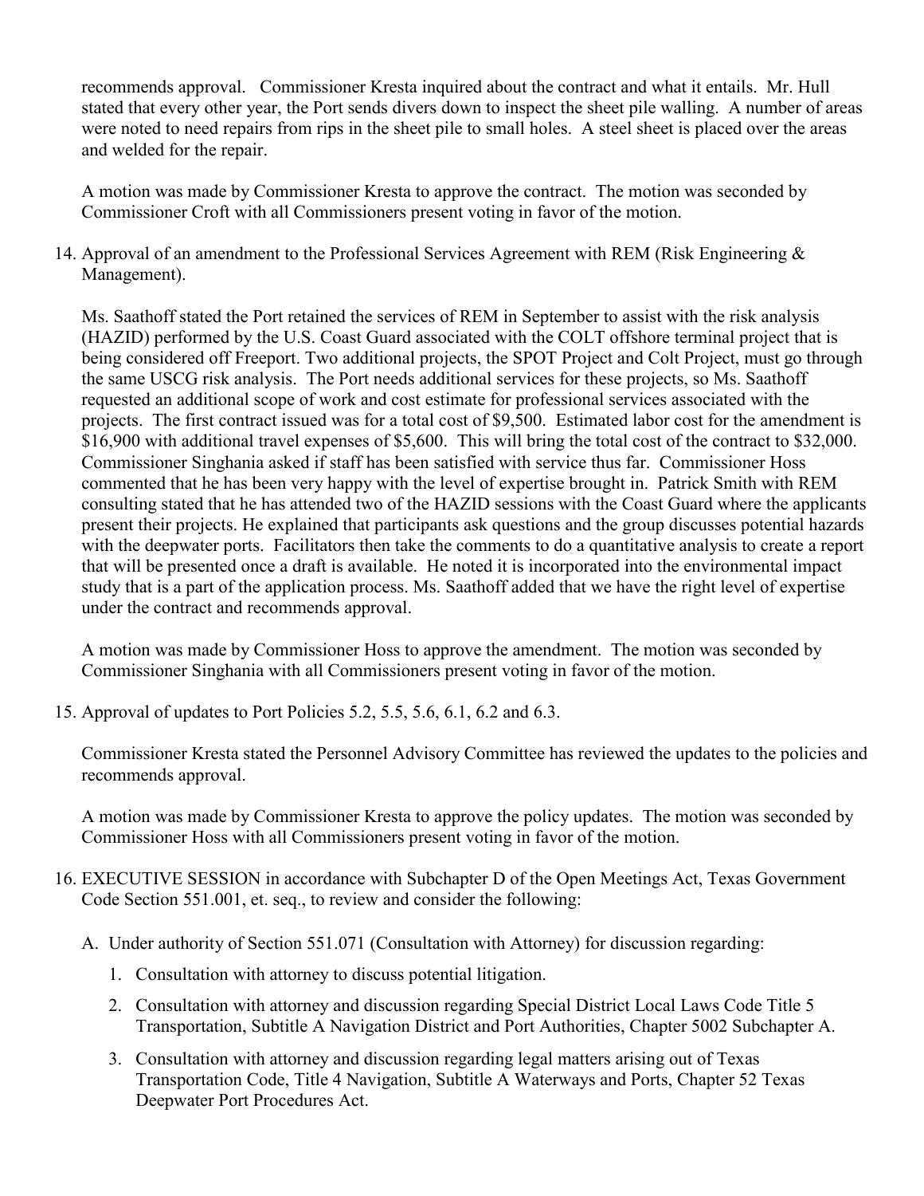recommends approval. Commissioner Kresta inquired about the contract and what it entails. Mr. Hull stated that every other year, the Port sends divers down to inspect the sheet pile walling. A number of areas were noted to need repairs from rips in the sheet pile to small holes. A steel sheet is placed over the areas and welded for the repair.

A motion was made by Commissioner Kresta to approve the contract. The motion was seconded by Commissioner Croft with all Commissioners present voting in favor of the motion.

14. Approval of an amendment to the Professional Services Agreement with REM (Risk Engineering & Management).

    Ms. Saathoff stated the Port retained the services of REM in September to assist with the risk analysis (HAZID) performed by the U.S. Coast Guard associated with the COLT offshore terminal project that is being considered off Freeport. Two additional projects, the SPOT Project and Colt Project, must go through the same USCG risk analysis. The Port needs additional services for these projects, so Ms. Saathoff requested an additional scope of work and cost estimate for professional services associated with the projects. The first contract issued was for a total cost of $9,500. Estimated labor cost for the amendment is $16,900 with additional travel expenses of $5,600. This will bring the total cost of the contract to $32,000. Commissioner Singhania asked if staff has been satisfied with service thus far. Commissioner Hoss commented that he has been very happy with the level of expertise brought in. Patrick Smith with REM consulting stated that he has attended two of the HAZID sessions with the Coast Guard where the applicants present their projects. He explained that participants ask questions and the group discusses potential hazards with the deepwater ports. Facilitators then take the comments to do a quantitative analysis to create a report that will be presented once a draft is available. He noted it is incorporated into the environmental impact study that is a part of the application process. Ms. Saathoff added that we have the right level of expertise under the contract and recommends approval.

    A motion was made by Commissioner Hoss to approve the amendment. The motion was seconded by Commissioner Singhania with all Commissioners present voting in favor of the motion.

15. Approval of updates to Port Policies 5.2, 5.5, 5.6, 6.1, 6.2 and 6.3.

    Commissioner Kresta stated the Personnel Advisory Committee has reviewed the updates to the policies and recommends approval.

    A motion was made by Commissioner Kresta to approve the policy updates. The motion was seconded by Commissioner Hoss with all Commissioners present voting in favor of the motion.

16. EXECUTIVE SESSION in accordance with Subchapter D of the Open Meetings Act, Texas Government Code Section 551.001, et. seq., to review and consider the following:

    A. Under authority of Section 551.071 (Consultation with Attorney) for discussion regarding:

        1. Consultation with attorney to discuss potential litigation.

        2. Consultation with attorney and discussion regarding Special District Local Laws Code Title 5 Transportation, Subtitle A Navigation District and Port Authorities, Chapter 5002 Subchapter A.

        3. Consultation with attorney and discussion regarding legal matters arising out of Texas Transportation Code, Title 4 Navigation, Subtitle A Waterways and Ports, Chapter 52 Texas Deepwater Port Procedures Act.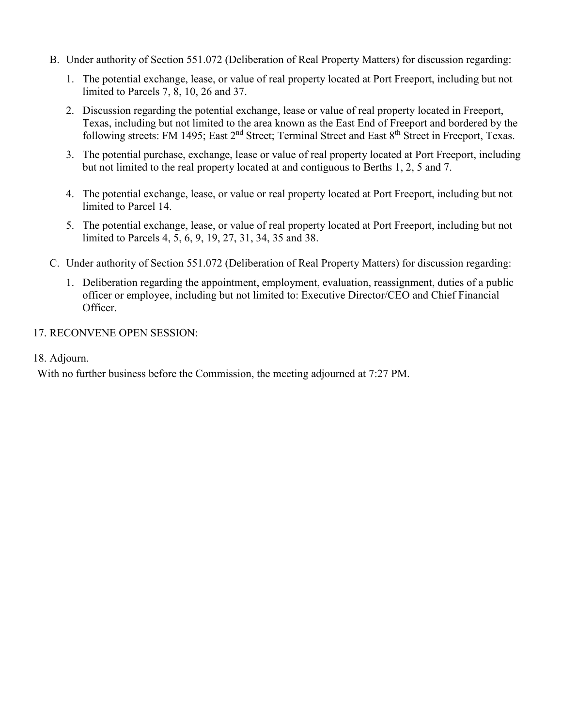B. Under authority of Section 551.072 (Deliberation of Real Property Matters) for discussion regarding:

   1. The potential exchange, lease, or value of real property located at Port Freeport, including but not limited to Parcels 7, 8, 10, 26 and 37.
   2. Discussion regarding the potential exchange, lease or value of real property located in Freeport, Texas, including but not limited to the area known as the East End of Freeport and bordered by the following streets: FM 1495; East 2nd Street; Terminal Street and East 8th Street in Freeport, Texas.
   3. The potential purchase, exchange, lease or value of real property located at Port Freeport, including but not limited to the real property located at and contiguous to Berths 1, 2, 5 and 7.
   4. The potential exchange, lease, or value or real property located at Port Freeport, including but not limited to Parcel 14.
   5. The potential exchange, lease, or value of real property located at Port Freeport, including but not limited to Parcels 4, 5, 6, 9, 19, 27, 31, 34, 35 and 38.

C. Under authority of Section 551.072 (Deliberation of Real Property Matters) for discussion regarding:

   1. Deliberation regarding the appointment, employment, evaluation, reassignment, duties of a public officer or employee, including but not limited to: Executive Director/CEO and Chief Financial Officer.

17. RECONVENE OPEN SESSION:

18. Adjourn.

With no further business before the Commission, the meeting adjourned at 7:27 PM.